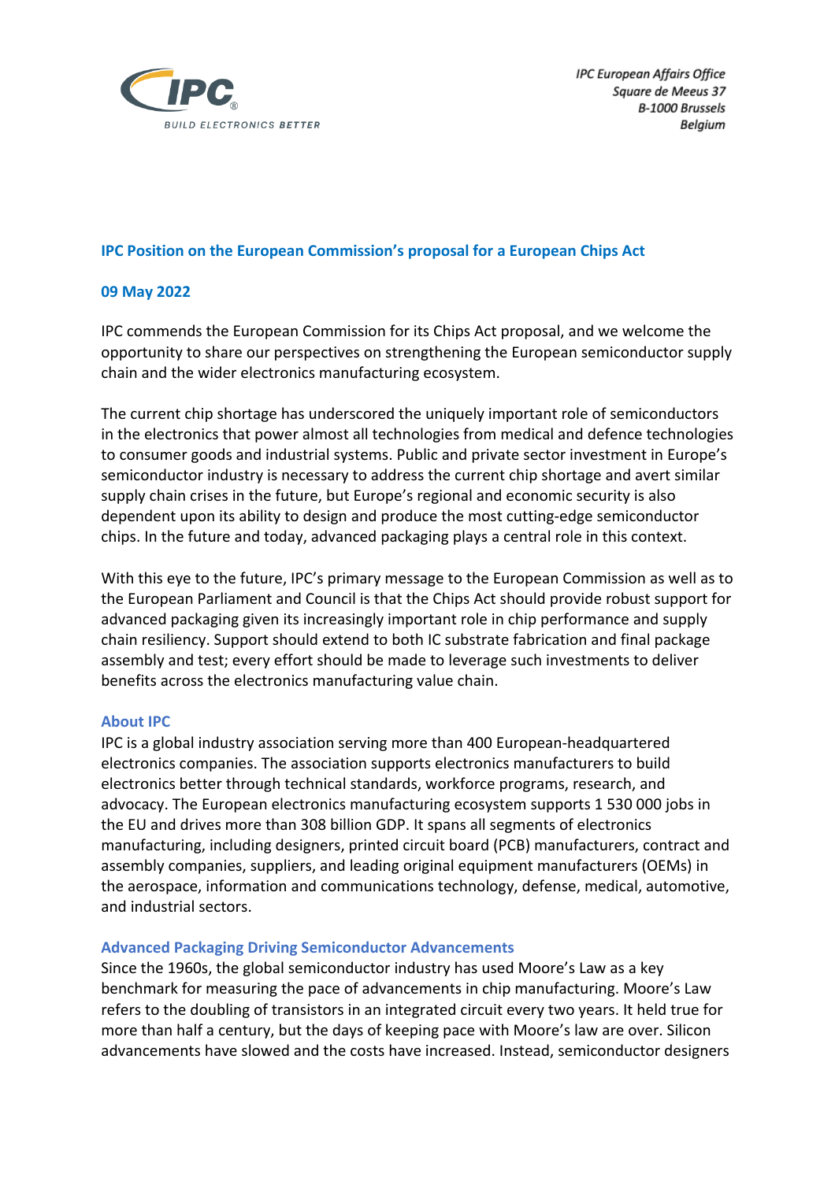*IPC European Affairs Office*
*Square de Meeus 37*
*B-1000 Brussels*
*Belgium*

## IPC Position on the European Commission's proposal for a European Chips Act

**09 May 2022**

IPC commends the European Commission for its Chips Act proposal, and we welcome the opportunity to share our perspectives on strengthening the European semiconductor supply chain and the wider electronics manufacturing ecosystem.

The current chip shortage has underscored the uniquely important role of semiconductors in the electronics that power almost all technologies from medical and defence technologies to consumer goods and industrial systems. Public and private sector investment in Europe's semiconductor industry is necessary to address the current chip shortage and avert similar supply chain crises in the future, but Europe's regional and economic security is also dependent upon its ability to design and produce the most cutting-edge semiconductor chips. In the future and today, advanced packaging plays a central role in this context.

With this eye to the future, IPC's primary message to the European Commission as well as to the European Parliament and Council is that the Chips Act should provide robust support for advanced packaging given its increasingly important role in chip performance and supply chain resiliency. Support should extend to both IC substrate fabrication and final package assembly and test; every effort should be made to leverage such investments to deliver benefits across the electronics manufacturing value chain.

### About IPC

IPC is a global industry association serving more than 400 European-headquartered electronics companies. The association supports electronics manufacturers to build electronics better through technical standards, workforce programs, research, and advocacy. The European electronics manufacturing ecosystem supports 1 530 000 jobs in the EU and drives more than 308 billion GDP. It spans all segments of electronics manufacturing, including designers, printed circuit board (PCB) manufacturers, contract and assembly companies, suppliers, and leading original equipment manufacturers (OEMs) in the aerospace, information and communications technology, defense, medical, automotive, and industrial sectors.

### Advanced Packaging Driving Semiconductor Advancements

Since the 1960s, the global semiconductor industry has used Moore's Law as a key benchmark for measuring the pace of advancements in chip manufacturing. Moore's Law refers to the doubling of transistors in an integrated circuit every two years. It held true for more than half a century, but the days of keeping pace with Moore's law are over. Silicon advancements have slowed and the costs have increased. Instead, semiconductor designers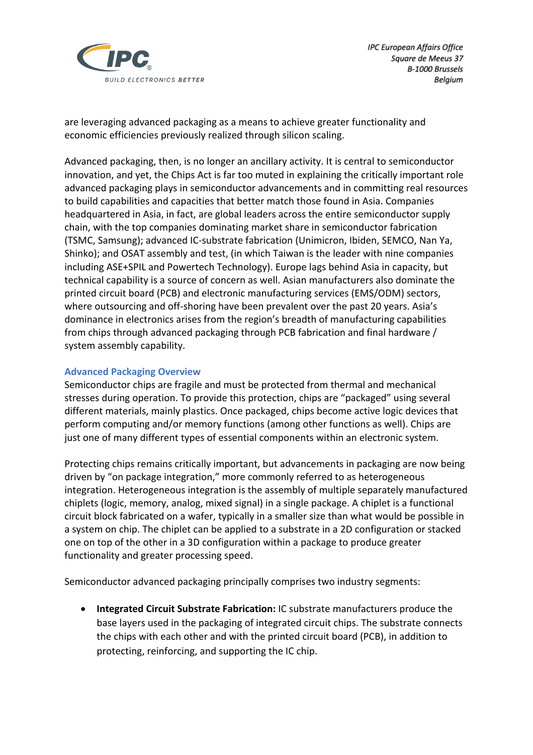are leveraging advanced packaging as a means to achieve greater functionality and economic efficiencies previously realized through silicon scaling.

Advanced packaging, then, is no longer an ancillary activity. It is central to semiconductor innovation, and yet, the Chips Act is far too muted in explaining the critically important role advanced packaging plays in semiconductor advancements and in committing real resources to build capabilities and capacities that better match those found in Asia. Companies headquartered in Asia, in fact, are global leaders across the entire semiconductor supply chain, with the top companies dominating market share in semiconductor fabrication (TSMC, Samsung); advanced IC-substrate fabrication (Unimicron, Ibiden, SEMCO, Nan Ya, Shinko); and OSAT assembly and test, (in which Taiwan is the leader with nine companies including ASE+SPIL and Powertech Technology). Europe lags behind Asia in capacity, but technical capability is a source of concern as well. Asian manufacturers also dominate the printed circuit board (PCB) and electronic manufacturing services (EMS/ODM) sectors, where outsourcing and off-shoring have been prevalent over the past 20 years. Asia's dominance in electronics arises from the region's breadth of manufacturing capabilities from chips through advanced packaging through PCB fabrication and final hardware / system assembly capability.

## Advanced Packaging Overview

Semiconductor chips are fragile and must be protected from thermal and mechanical stresses during operation. To provide this protection, chips are "packaged" using several different materials, mainly plastics. Once packaged, chips become active logic devices that perform computing and/or memory functions (among other functions as well). Chips are just one of many different types of essential components within an electronic system.

Protecting chips remains critically important, but advancements in packaging are now being driven by "on package integration," more commonly referred to as heterogeneous integration. Heterogeneous integration is the assembly of multiple separately manufactured chiplets (logic, memory, analog, mixed signal) in a single package. A chiplet is a functional circuit block fabricated on a wafer, typically in a smaller size than what would be possible in a system on chip. The chiplet can be applied to a substrate in a 2D configuration or stacked one on top of the other in a 3D configuration within a package to produce greater functionality and greater processing speed.

Semiconductor advanced packaging principally comprises two industry segments:

- **Integrated Circuit Substrate Fabrication:** IC substrate manufacturers produce the base layers used in the packaging of integrated circuit chips. The substrate connects the chips with each other and with the printed circuit board (PCB), in addition to protecting, reinforcing, and supporting the IC chip.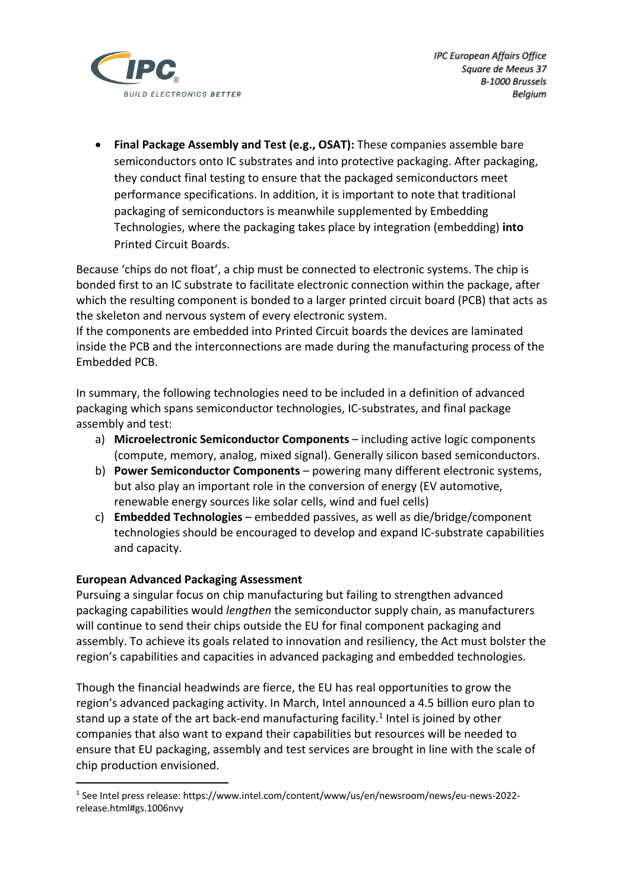- **Final Package Assembly and Test (e.g., OSAT):** These companies assemble bare semiconductors onto IC substrates and into protective packaging. After packaging, they conduct final testing to ensure that the packaged semiconductors meet performance specifications. In addition, it is important to note that traditional packaging of semiconductors is meanwhile supplemented by Embedding Technologies, where the packaging takes place by integration (embedding) **into** Printed Circuit Boards.

Because 'chips do not float', a chip must be connected to electronic systems. The chip is bonded first to an IC substrate to facilitate electronic connection within the package, after which the resulting component is bonded to a larger printed circuit board (PCB) that acts as the skeleton and nervous system of every electronic system.
If the components are embedded into Printed Circuit boards the devices are laminated inside the PCB and the interconnections are made during the manufacturing process of the Embedded PCB.

In summary, the following technologies need to be included in a definition of advanced packaging which spans semiconductor technologies, IC-substrates, and final package assembly and test:

a) **Microelectronic Semiconductor Components** – including active logic components (compute, memory, analog, mixed signal). Generally silicon based semiconductors.
b) **Power Semiconductor Components** – powering many different electronic systems, but also play an important role in the conversion of energy (EV automotive, renewable energy sources like solar cells, wind and fuel cells)
c) **Embedded Technologies** – embedded passives, as well as die/bridge/component technologies should be encouraged to develop and expand IC-substrate capabilities and capacity.

**European Advanced Packaging Assessment**
Pursuing a singular focus on chip manufacturing but failing to strengthen advanced packaging capabilities would *lengthen* the semiconductor supply chain, as manufacturers will continue to send their chips outside the EU for final component packaging and assembly. To achieve its goals related to innovation and resiliency, the Act must bolster the region's capabilities and capacities in advanced packaging and embedded technologies.

Though the financial headwinds are fierce, the EU has real opportunities to grow the region's advanced packaging activity. In March, Intel announced a 4.5 billion euro plan to stand up a state of the art back-end manufacturing facility.[1] Intel is joined by other companies that also want to expand their capabilities but resources will be needed to ensure that EU packaging, assembly and test services are brought in line with the scale of chip production envisioned.

[1] See Intel press release: https://www.intel.com/content/www/us/en/newsroom/news/eu-news-2022-release.html#gs.1006nvy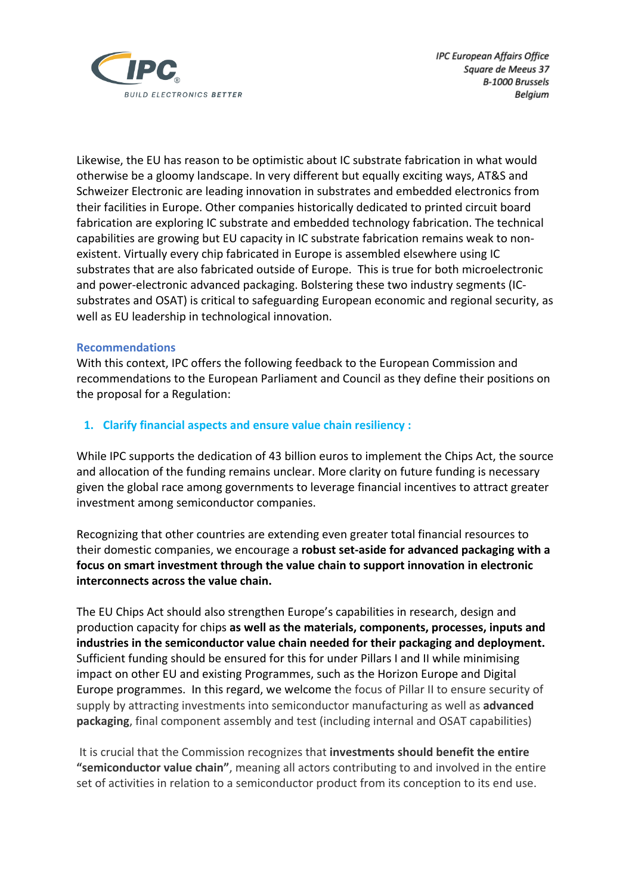Likewise, the EU has reason to be optimistic about IC substrate fabrication in what would otherwise be a gloomy landscape. In very different but equally exciting ways, AT&S and Schweizer Electronic are leading innovation in substrates and embedded electronics from their facilities in Europe. Other companies historically dedicated to printed circuit board fabrication are exploring IC substrate and embedded technology fabrication. The technical capabilities are growing but EU capacity in IC substrate fabrication remains weak to non-existent. Virtually every chip fabricated in Europe is assembled elsewhere using IC substrates that are also fabricated outside of Europe. This is true for both microelectronic and power-electronic advanced packaging. Bolstering these two industry segments (IC-substrates and OSAT) is critical to safeguarding European economic and regional security, as well as EU leadership in technological innovation.

## Recommendations

With this context, IPC offers the following feedback to the European Commission and recommendations to the European Parliament and Council as they define their positions on the proposal for a Regulation:

### 1. Clarify financial aspects and ensure value chain resiliency :

While IPC supports the dedication of 43 billion euros to implement the Chips Act, the source and allocation of the funding remains unclear. More clarity on future funding is necessary given the global race among governments to leverage financial incentives to attract greater investment among semiconductor companies.

Recognizing that other countries are extending even greater total financial resources to their domestic companies, we encourage a **robust set-aside for advanced packaging with a focus on smart investment through the value chain to support innovation in electronic interconnects across the value chain.**

The EU Chips Act should also strengthen Europe's capabilities in research, design and production capacity for chips **as well as the materials, components, processes, inputs and industries in the semiconductor value chain needed for their packaging and deployment.** Sufficient funding should be ensured for this for under Pillars I and II while minimising impact on other EU and existing Programmes, such as the Horizon Europe and Digital Europe programmes. In this regard, we welcome the focus of Pillar II to ensure security of supply by attracting investments into semiconductor manufacturing as well as **advanced packaging**, final component assembly and test (including internal and OSAT capabilities)

It is crucial that the Commission recognizes that **investments should benefit the entire "semiconductor value chain"**, meaning all actors contributing to and involved in the entire set of activities in relation to a semiconductor product from its conception to its end use.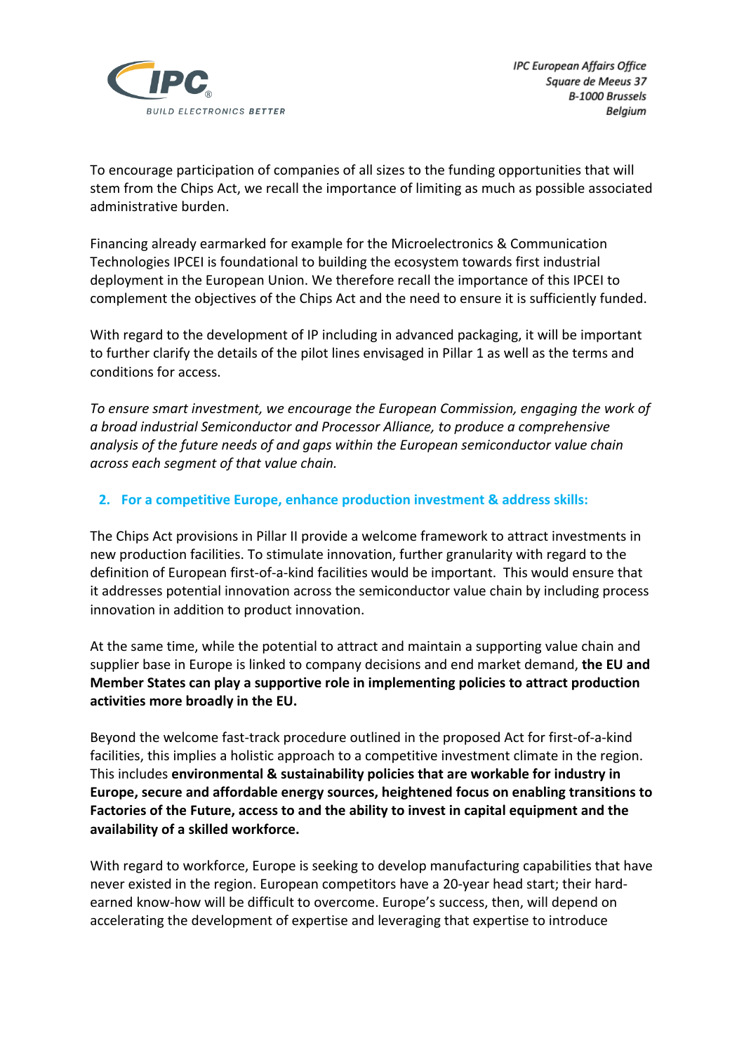To encourage participation of companies of all sizes to the funding opportunities that will stem from the Chips Act, we recall the importance of limiting as much as possible associated administrative burden.

Financing already earmarked for example for the Microelectronics & Communication Technologies IPCEI is foundational to building the ecosystem towards first industrial deployment in the European Union. We therefore recall the importance of this IPCEI to complement the objectives of the Chips Act and the need to ensure it is sufficiently funded.

With regard to the development of IP including in advanced packaging, it will be important to further clarify the details of the pilot lines envisaged in Pillar 1 as well as the terms and conditions for access.

*To ensure smart investment, we encourage the European Commission, engaging the work of a broad industrial Semiconductor and Processor Alliance, to produce a comprehensive analysis of the future needs of and gaps within the European semiconductor value chain across each segment of that value chain.*

## 2. For a competitive Europe, enhance production investment & address skills:

The Chips Act provisions in Pillar II provide a welcome framework to attract investments in new production facilities. To stimulate innovation, further granularity with regard to the definition of European first-of-a-kind facilities would be important. This would ensure that it addresses potential innovation across the semiconductor value chain by including process innovation in addition to product innovation.

At the same time, while the potential to attract and maintain a supporting value chain and supplier base in Europe is linked to company decisions and end market demand, **the EU and Member States can play a supportive role in implementing policies to attract production activities more broadly in the EU.**

Beyond the welcome fast-track procedure outlined in the proposed Act for first-of-a-kind facilities, this implies a holistic approach to a competitive investment climate in the region. This includes **environmental & sustainability policies that are workable for industry in Europe, secure and affordable energy sources, heightened focus on enabling transitions to Factories of the Future, access to and the ability to invest in capital equipment and the availability of a skilled workforce.**

With regard to workforce, Europe is seeking to develop manufacturing capabilities that have never existed in the region. European competitors have a 20-year head start; their hard-earned know-how will be difficult to overcome. Europe's success, then, will depend on accelerating the development of expertise and leveraging that expertise to introduce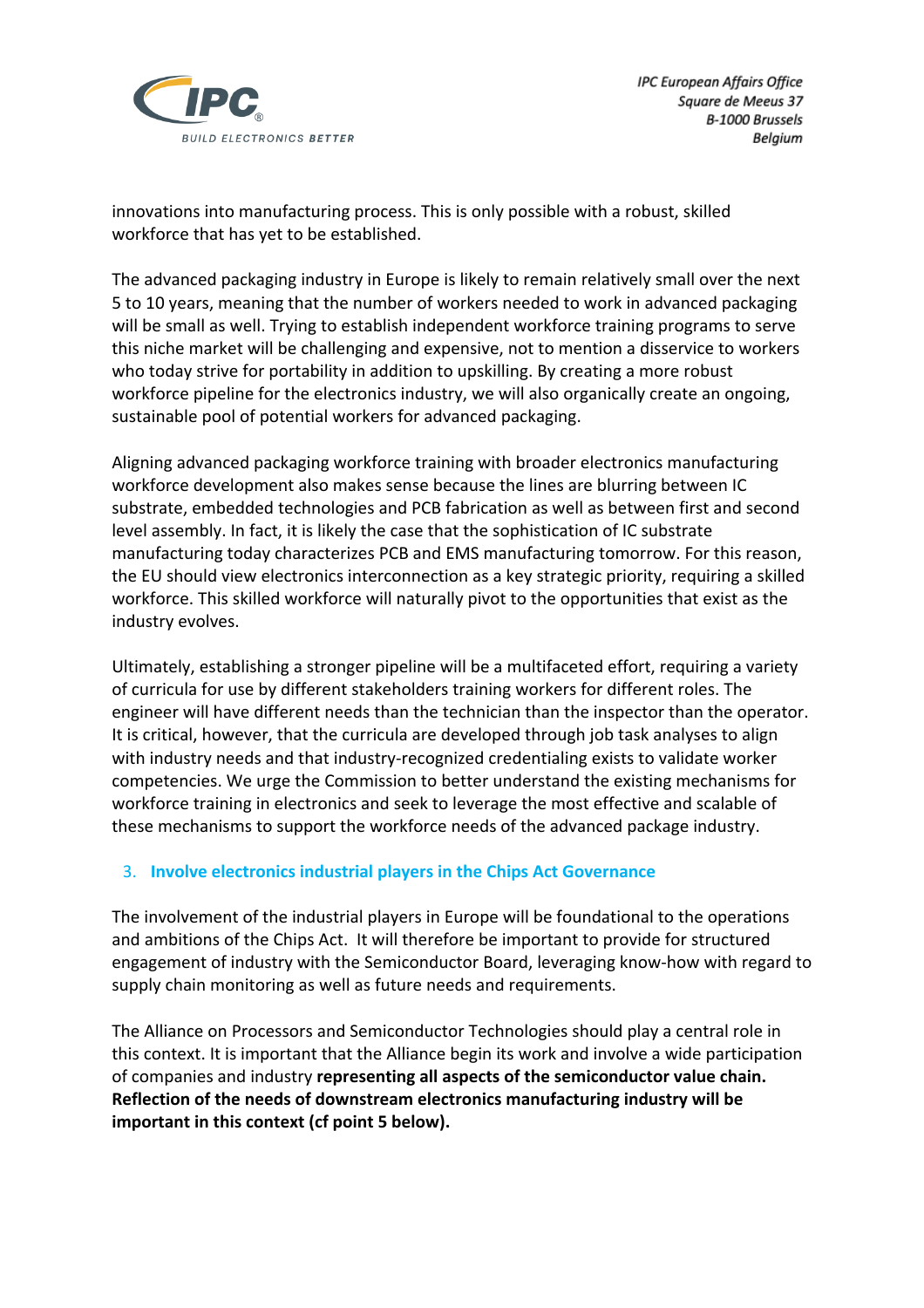innovations into manufacturing process. This is only possible with a robust, skilled workforce that has yet to be established.

The advanced packaging industry in Europe is likely to remain relatively small over the next 5 to 10 years, meaning that the number of workers needed to work in advanced packaging will be small as well. Trying to establish independent workforce training programs to serve this niche market will be challenging and expensive, not to mention a disservice to workers who today strive for portability in addition to upskilling. By creating a more robust workforce pipeline for the electronics industry, we will also organically create an ongoing, sustainable pool of potential workers for advanced packaging.

Aligning advanced packaging workforce training with broader electronics manufacturing workforce development also makes sense because the lines are blurring between IC substrate, embedded technologies and PCB fabrication as well as between first and second level assembly. In fact, it is likely the case that the sophistication of IC substrate manufacturing today characterizes PCB and EMS manufacturing tomorrow. For this reason, the EU should view electronics interconnection as a key strategic priority, requiring a skilled workforce. This skilled workforce will naturally pivot to the opportunities that exist as the industry evolves.

Ultimately, establishing a stronger pipeline will be a multifaceted effort, requiring a variety of curricula for use by different stakeholders training workers for different roles. The engineer will have different needs than the technician than the inspector than the operator. It is critical, however, that the curricula are developed through job task analyses to align with industry needs and that industry-recognized credentialing exists to validate worker competencies. We urge the Commission to better understand the existing mechanisms for workforce training in electronics and seek to leverage the most effective and scalable of these mechanisms to support the workforce needs of the advanced package industry.

## 3. Involve electronics industrial players in the Chips Act Governance

The involvement of the industrial players in Europe will be foundational to the operations and ambitions of the Chips Act. It will therefore be important to provide for structured engagement of industry with the Semiconductor Board, leveraging know-how with regard to supply chain monitoring as well as future needs and requirements.

The Alliance on Processors and Semiconductor Technologies should play a central role in this context. It is important that the Alliance begin its work and involve a wide participation of companies and industry **representing all aspects of the semiconductor value chain. Reflection of the needs of downstream electronics manufacturing industry will be important in this context (cf point 5 below).**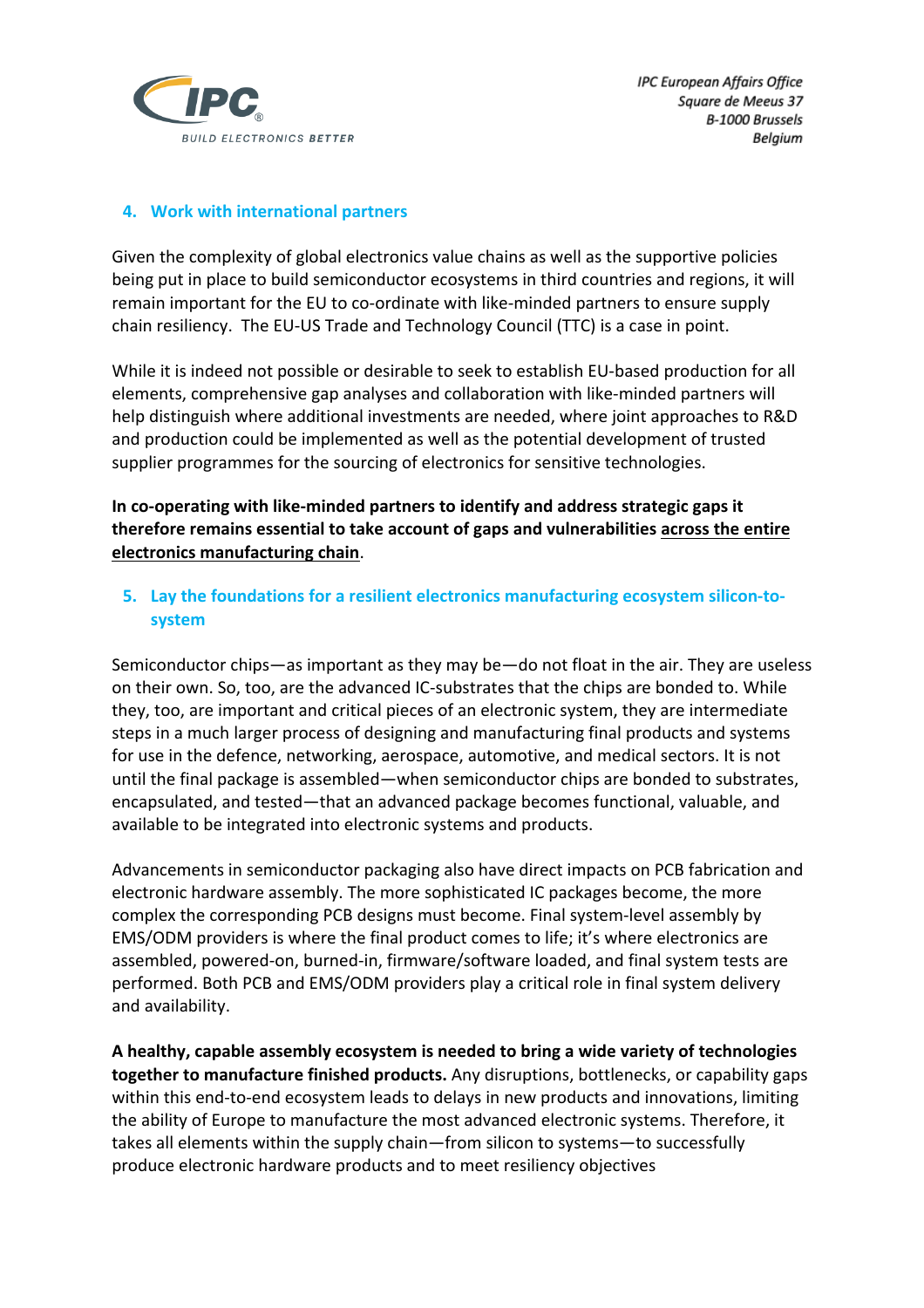## 4. Work with international partners

Given the complexity of global electronics value chains as well as the supportive policies being put in place to build semiconductor ecosystems in third countries and regions, it will remain important for the EU to co-ordinate with like-minded partners to ensure supply chain resiliency. The EU-US Trade and Technology Council (TTC) is a case in point.

While it is indeed not possible or desirable to seek to establish EU-based production for all elements, comprehensive gap analyses and collaboration with like-minded partners will help distinguish where additional investments are needed, where joint approaches to R&D and production could be implemented as well as the potential development of trusted supplier programmes for the sourcing of electronics for sensitive technologies.

**In co-operating with like-minded partners to identify and address strategic gaps it therefore remains essential to take account of gaps and vulnerabilities <u>across the entire electronics manufacturing chain</u>.**

## 5. Lay the foundations for a resilient electronics manufacturing ecosystem silicon-to-system

Semiconductor chips—as important as they may be—do not float in the air. They are useless on their own. So, too, are the advanced IC-substrates that the chips are bonded to. While they, too, are important and critical pieces of an electronic system, they are intermediate steps in a much larger process of designing and manufacturing final products and systems for use in the defence, networking, aerospace, automotive, and medical sectors. It is not until the final package is assembled—when semiconductor chips are bonded to substrates, encapsulated, and tested—that an advanced package becomes functional, valuable, and available to be integrated into electronic systems and products.

Advancements in semiconductor packaging also have direct impacts on PCB fabrication and electronic hardware assembly. The more sophisticated IC packages become, the more complex the corresponding PCB designs must become. Final system-level assembly by EMS/ODM providers is where the final product comes to life; it's where electronics are assembled, powered-on, burned-in, firmware/software loaded, and final system tests are performed. Both PCB and EMS/ODM providers play a critical role in final system delivery and availability.

**A healthy, capable assembly ecosystem is needed to bring a wide variety of technologies together to manufacture finished products.** Any disruptions, bottlenecks, or capability gaps within this end-to-end ecosystem leads to delays in new products and innovations, limiting the ability of Europe to manufacture the most advanced electronic systems. Therefore, it takes all elements within the supply chain—from silicon to systems—to successfully produce electronic hardware products and to meet resiliency objectives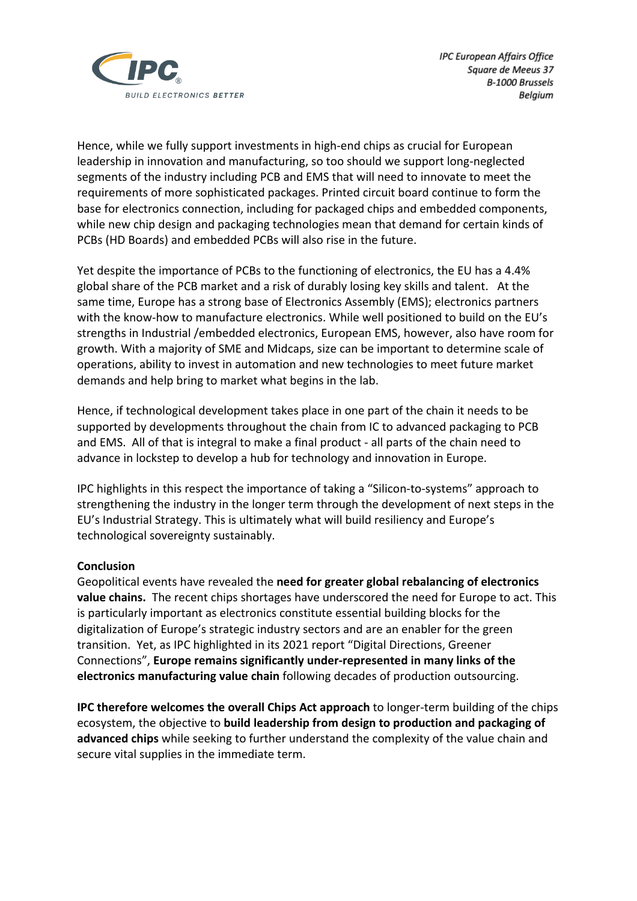Hence, while we fully support investments in high-end chips as crucial for European leadership in innovation and manufacturing, so too should we support long-neglected segments of the industry including PCB and EMS that will need to innovate to meet the requirements of more sophisticated packages. Printed circuit board continue to form the base for electronics connection, including for packaged chips and embedded components, while new chip design and packaging technologies mean that demand for certain kinds of PCBs (HD Boards) and embedded PCBs will also rise in the future.

Yet despite the importance of PCBs to the functioning of electronics, the EU has a 4.4% global share of the PCB market and a risk of durably losing key skills and talent. At the same time, Europe has a strong base of Electronics Assembly (EMS); electronics partners with the know-how to manufacture electronics. While well positioned to build on the EU's strengths in Industrial /embedded electronics, European EMS, however, also have room for growth. With a majority of SME and Midcaps, size can be important to determine scale of operations, ability to invest in automation and new technologies to meet future market demands and help bring to market what begins in the lab.

Hence, if technological development takes place in one part of the chain it needs to be supported by developments throughout the chain from IC to advanced packaging to PCB and EMS. All of that is integral to make a final product - all parts of the chain need to advance in lockstep to develop a hub for technology and innovation in Europe.

IPC highlights in this respect the importance of taking a "Silicon-to-systems" approach to strengthening the industry in the longer term through the development of next steps in the EU's Industrial Strategy. This is ultimately what will build resiliency and Europe's technological sovereignty sustainably.

**Conclusion**

Geopolitical events have revealed the **need for greater global rebalancing of electronics value chains.** The recent chips shortages have underscored the need for Europe to act. This is particularly important as electronics constitute essential building blocks for the digitalization of Europe's strategic industry sectors and are an enabler for the green transition. Yet, as IPC highlighted in its 2021 report "Digital Directions, Greener Connections", **Europe remains significantly under-represented in many links of the electronics manufacturing value chain** following decades of production outsourcing.

**IPC therefore welcomes the overall Chips Act approach** to longer-term building of the chips ecosystem, the objective to **build leadership from design to production and packaging of advanced chips** while seeking to further understand the complexity of the value chain and secure vital supplies in the immediate term.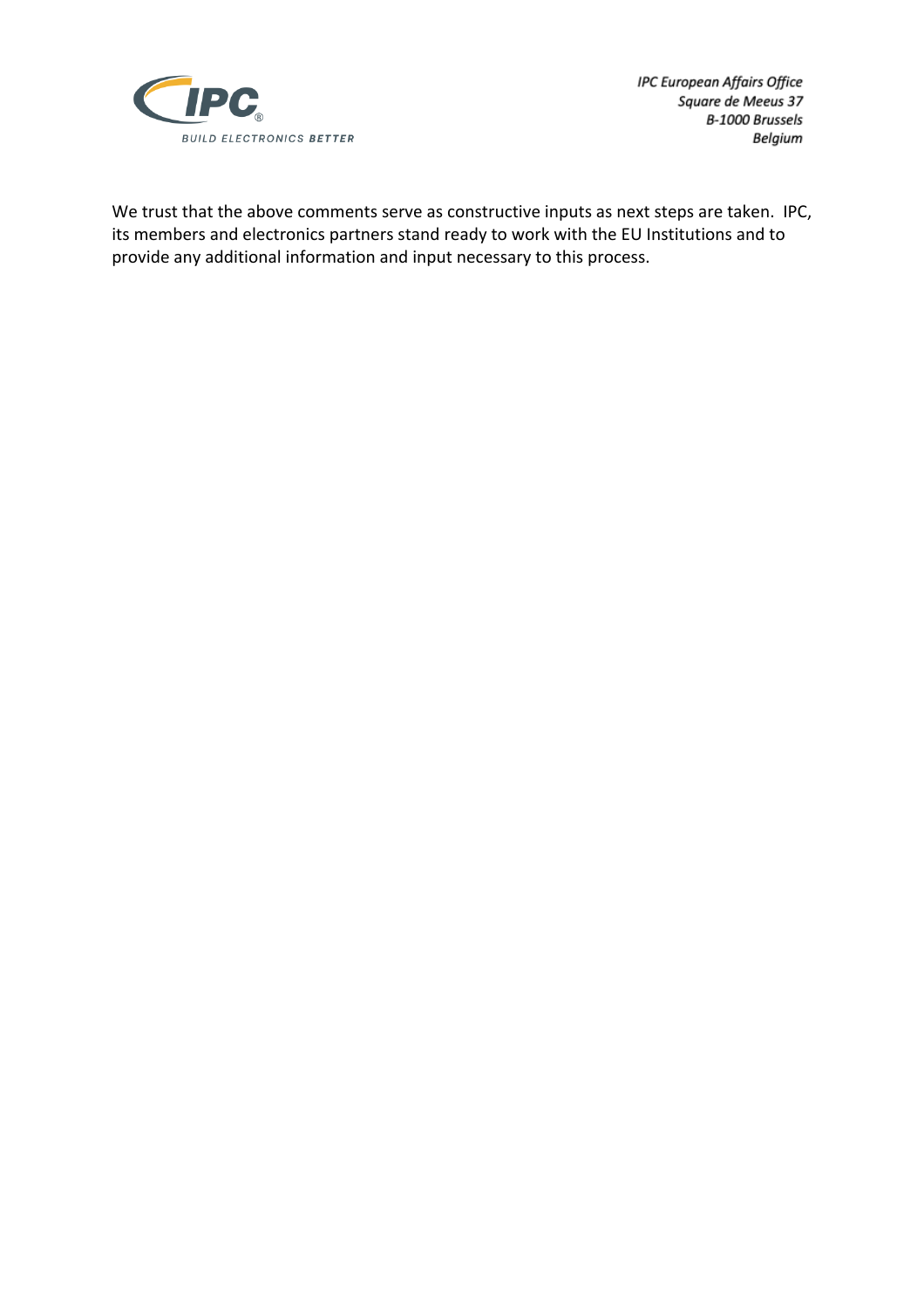We trust that the above comments serve as constructive inputs as next steps are taken. IPC, its members and electronics partners stand ready to work with the EU Institutions and to provide any additional information and input necessary to this process.